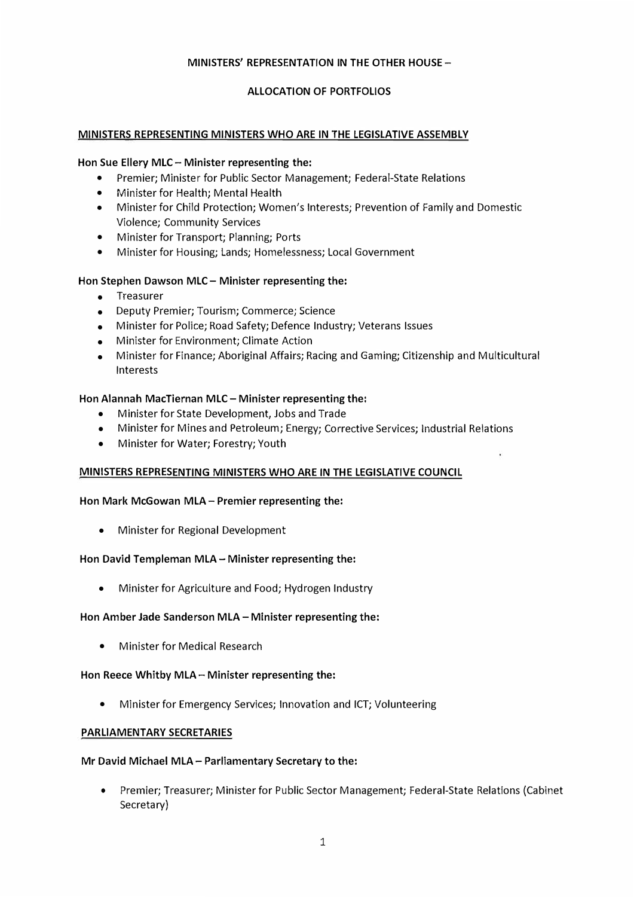# MINISTERS' REPRESENTATION IN THE OTHER HOUSE –

## ALLOCATION OF PORTFOLIOS

### MINISTERS REPRESENTING MINISTERS WHO ARE IN THE LEGISLATIVE ASSEMBLY

**Hon Sue Ellery MLC – Minister representing the:**

- Premier; Minister for Public Sector Management; Federal-State Relations
- Minister for Health; Mental Health
- Minister for Child Protection; Women's Interests; Prevention of Family and Domestic Violence; Community Services
- Minister for Transport; Planning; Ports
- Minister for Housing; Lands; Homelessness; Local Government

**Hon Stephen Dawson MLC – Minister representing the:**

- Treasurer
- Deputy Premier; Tourism; Commerce; Science
- Minister for Police; Road Safety; Defence Industry; Veterans Issues
- Minister for Environment; Climate Action
- Minister for Finance; Aboriginal Affairs; Racing and Gaming; Citizenship and Multicultural Interests

**Hon Alannah MacTiernan MLC – Minister representing the:**

- Minister for State Development, Jobs and Trade
- Minister for Mines and Petroleum; Energy; Corrective Services; Industrial Relations
- Minister for Water; Forestry; Youth

### MINISTERS REPRESENTING MINISTERS WHO ARE IN THE LEGISLATIVE COUNCIL

**Hon Mark McGowan MLA – Premier representing the:**

- Minister for Regional Development

**Hon David Templeman MLA – Minister representing the:**

- Minister for Agriculture and Food; Hydrogen Industry

**Hon Amber Jade Sanderson MLA – Minister representing the:**

- Minister for Medical Research

**Hon Reece Whitby MLA – Minister representing the:**

- Minister for Emergency Services; Innovation and ICT; Volunteering

### PARLIAMENTARY SECRETARIES

**Mr David Michael MLA – Parliamentary Secretary to the:**

- Premier; Treasurer; Minister for Public Sector Management; Federal-State Relations (Cabinet Secretary)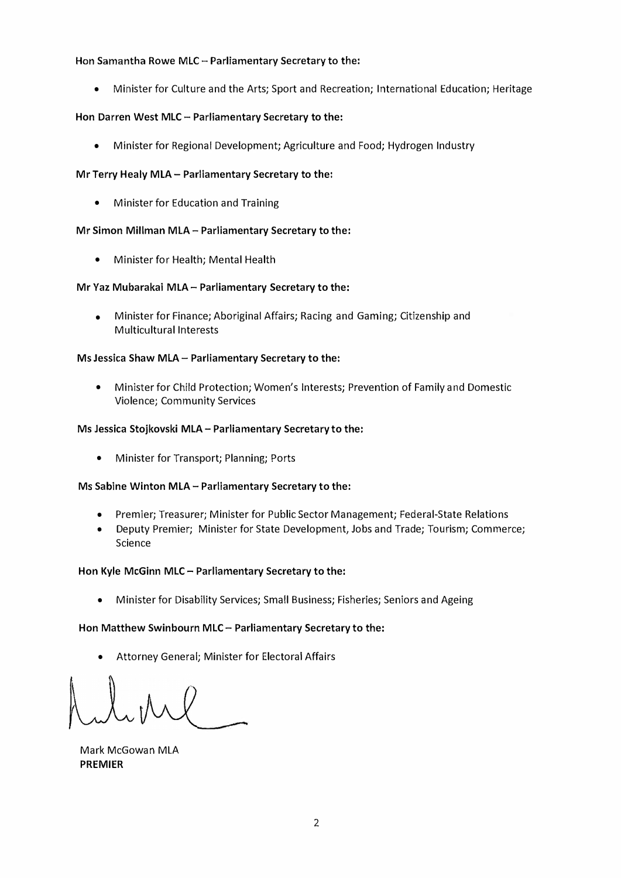**Hon Samantha Rowe MLC – Parliamentary Secretary to the:**

- Minister for Culture and the Arts; Sport and Recreation; International Education; Heritage

**Hon Darren West MLC – Parliamentary Secretary to the:**

- Minister for Regional Development; Agriculture and Food; Hydrogen Industry

**Mr Terry Healy MLA – Parliamentary Secretary to the:**

- Minister for Education and Training

**Mr Simon Millman MLA – Parliamentary Secretary to the:**

- Minister for Health; Mental Health

**Mr Yaz Mubarakai MLA – Parliamentary Secretary to the:**

- Minister for Finance; Aboriginal Affairs; Racing and Gaming; Citizenship and Multicultural Interests

**Ms Jessica Shaw MLA – Parliamentary Secretary to the:**

- Minister for Child Protection; Women's Interests; Prevention of Family and Domestic Violence; Community Services

**Ms Jessica Stojkovski MLA – Parliamentary Secretary to the:**

- Minister for Transport; Planning; Ports

**Ms Sabine Winton MLA – Parliamentary Secretary to the:**

- Premier; Treasurer; Minister for Public Sector Management; Federal-State Relations
- Deputy Premier; Minister for State Development, Jobs and Trade; Tourism; Commerce; Science

**Hon Kyle McGinn MLC – Parliamentary Secretary to the:**

- Minister for Disability Services; Small Business; Fisheries; Seniors and Ageing

**Hon Matthew Swinbourn MLC – Parliamentary Secretary to the:**

- Attorney General; Minister for Electoral Affairs

Mark McGowan MLA
**PREMIER**